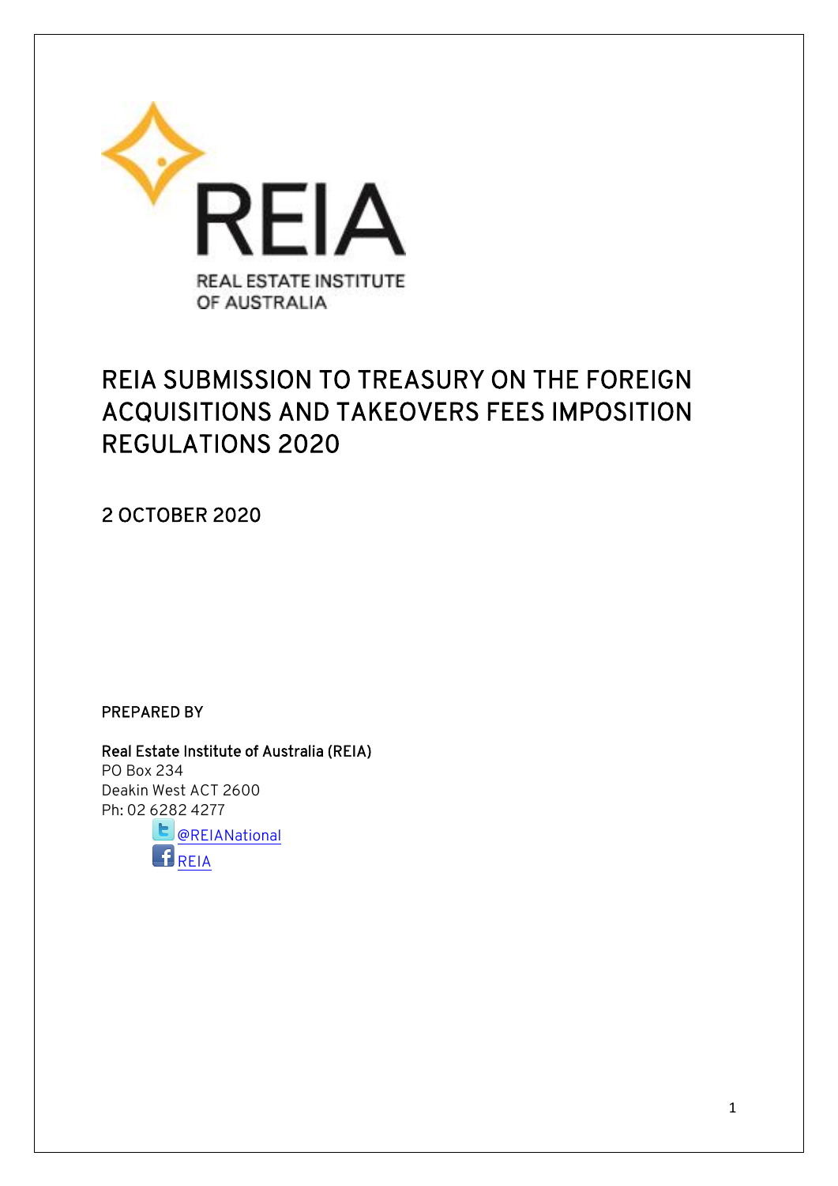REIA

REAL ESTATE INSTITUTE OF AUSTRALIA

# REIA SUBMISSION TO TREASURY ON THE FOREIGN ACQUISITIONS AND TAKEOVERS FEES IMPOSITION REGULATIONS 2020

2 OCTOBER 2020

PREPARED BY

**Real Estate Institute of Australia (REIA)**
PO Box 234
Deakin West ACT 2600
Ph: 02 6282 4277

@REIANational

REIA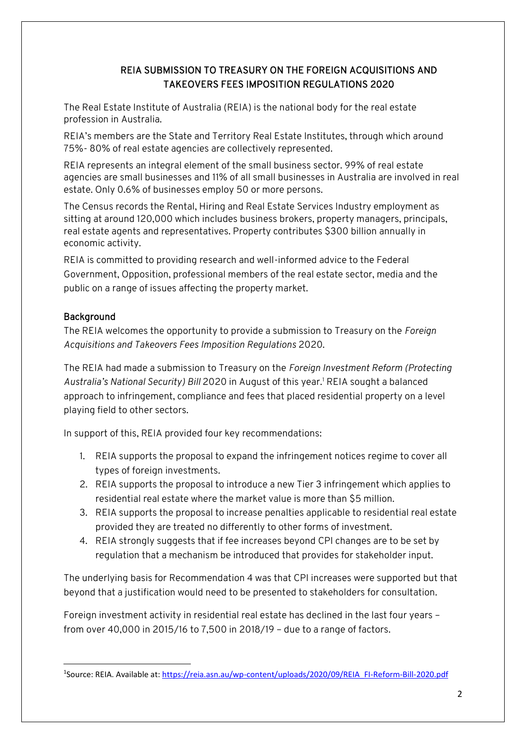## REIA SUBMISSION TO TREASURY ON THE FOREIGN ACQUISITIONS AND TAKEOVERS FEES IMPOSITION REGULATIONS 2020

The Real Estate Institute of Australia (REIA) is the national body for the real estate profession in Australia.

REIA's members are the State and Territory Real Estate Institutes, through which around 75%- 80% of real estate agencies are collectively represented.

REIA represents an integral element of the small business sector. 99% of real estate agencies are small businesses and 11% of all small businesses in Australia are involved in real estate. Only 0.6% of businesses employ 50 or more persons.

The Census records the Rental, Hiring and Real Estate Services Industry employment as sitting at around 120,000 which includes business brokers, property managers, principals, real estate agents and representatives. Property contributes $300 billion annually in economic activity.

REIA is committed to providing research and well-informed advice to the Federal Government, Opposition, professional members of the real estate sector, media and the public on a range of issues affecting the property market.

### Background

The REIA welcomes the opportunity to provide a submission to Treasury on the *Foreign Acquisitions and Takeovers Fees Imposition Regulations* 2020.

The REIA had made a submission to Treasury on the *Foreign Investment Reform (Protecting Australia's National Security) Bill* 2020 in August of this year.[1] REIA sought a balanced approach to infringement, compliance and fees that placed residential property on a level playing field to other sectors.

In support of this, REIA provided four key recommendations:

1. REIA supports the proposal to expand the infringement notices regime to cover all types of foreign investments.
2. REIA supports the proposal to introduce a new Tier 3 infringement which applies to residential real estate where the market value is more than $5 million.
3. REIA supports the proposal to increase penalties applicable to residential real estate provided they are treated no differently to other forms of investment.
4. REIA strongly suggests that if fee increases beyond CPI changes are to be set by regulation that a mechanism be introduced that provides for stakeholder input.

The underlying basis for Recommendation 4 was that CPI increases were supported but that beyond that a justification would need to be presented to stakeholders for consultation.

Foreign investment activity in residential real estate has declined in the last four years – from over 40,000 in 2015/16 to 7,500 in 2018/19 – due to a range of factors.

---

[1] Source: REIA. Available at: https://reia.asn.au/wp-content/uploads/2020/09/REIA_FI-Reform-Bill-2020.pdf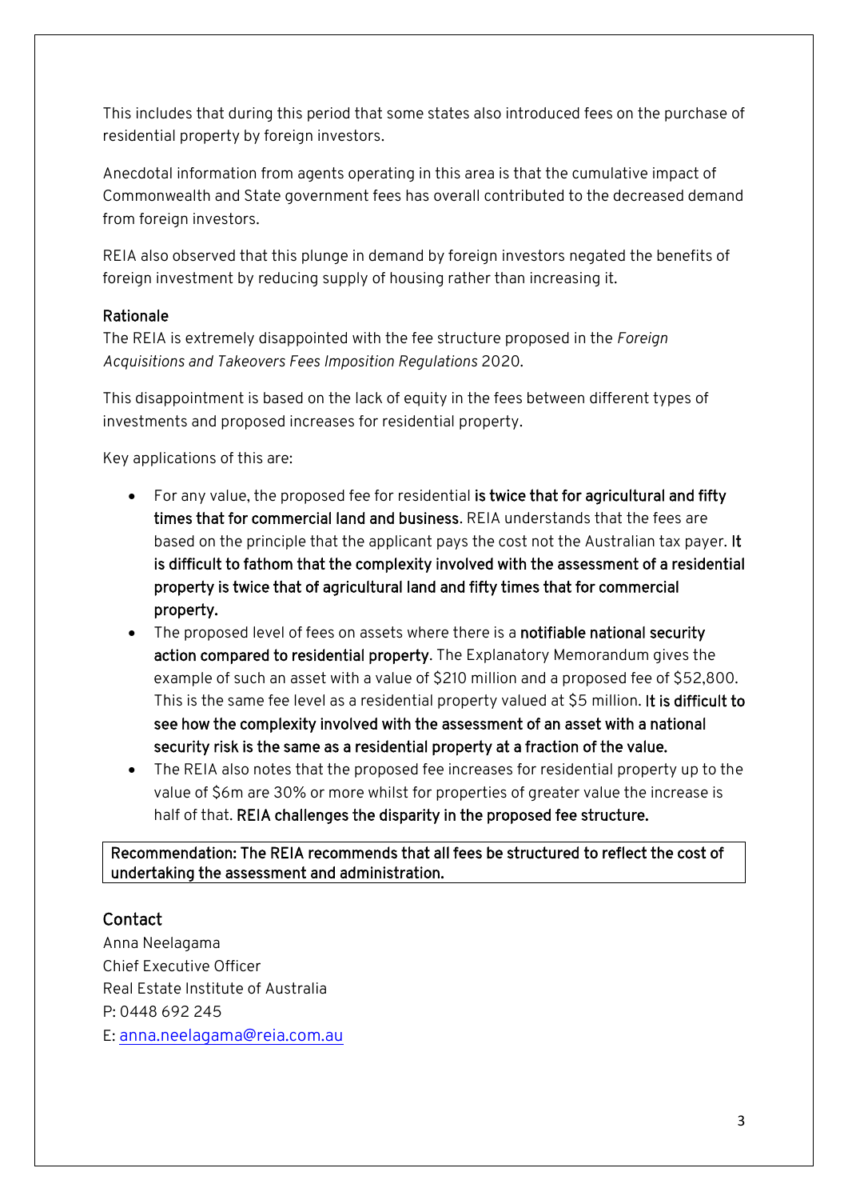This includes that during this period that some states also introduced fees on the purchase of residential property by foreign investors.

Anecdotal information from agents operating in this area is that the cumulative impact of Commonwealth and State government fees has overall contributed to the decreased demand from foreign investors.

REIA also observed that this plunge in demand by foreign investors negated the benefits of foreign investment by reducing supply of housing rather than increasing it.

### Rationale

The REIA is extremely disappointed with the fee structure proposed in the *Foreign Acquisitions and Takeovers Fees Imposition Regulations* 2020.

This disappointment is based on the lack of equity in the fees between different types of investments and proposed increases for residential property.

Key applications of this are:

- For any value, the proposed fee for residential **is twice that for agricultural and fifty times that for commercial land and business**. REIA understands that the fees are based on the principle that the applicant pays the cost not the Australian tax payer. **It is difficult to fathom that the complexity involved with the assessment of a residential property is twice that of agricultural land and fifty times that for commercial property.**
- The proposed level of fees on assets where there is a **notifiable national security action compared to residential property**. The Explanatory Memorandum gives the example of such an asset with a value of $210 million and a proposed fee of $52,800. This is the same fee level as a residential property valued at $5 million. **It is difficult to see how the complexity involved with the assessment of an asset with a national security risk is the same as a residential property at a fraction of the value.**
- The REIA also notes that the proposed fee increases for residential property up to the value of $6m are 30% or more whilst for properties of greater value the increase is half of that. **REIA challenges the disparity in the proposed fee structure.**

**Recommendation: The REIA recommends that all fees be structured to reflect the cost of undertaking the assessment and administration.**

## Contact

Anna Neelagama
Chief Executive Officer
Real Estate Institute of Australia
P: 0448 692 245
E: anna.neelagama@reia.com.au